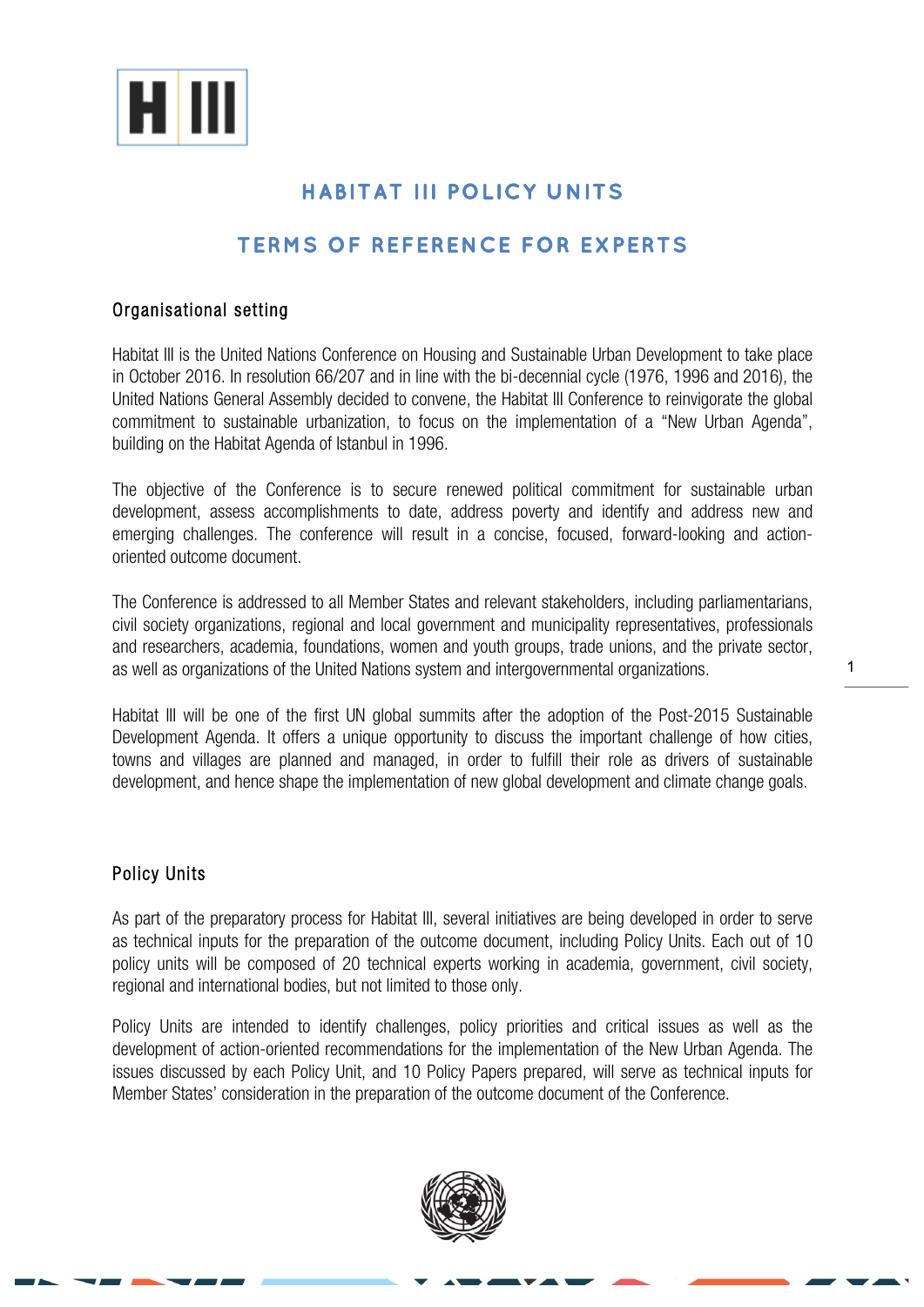# HABITAT III POLICY UNITS

# TERMS OF REFERENCE FOR EXPERTS

## Organisational setting

Habitat III is the United Nations Conference on Housing and Sustainable Urban Development to take place in October 2016. In resolution 66/207 and in line with the bi-decennial cycle (1976, 1996 and 2016), the United Nations General Assembly decided to convene, the Habitat III Conference to reinvigorate the global commitment to sustainable urbanization, to focus on the implementation of a "New Urban Agenda", building on the Habitat Agenda of Istanbul in 1996.

The objective of the Conference is to secure renewed political commitment for sustainable urban development, assess accomplishments to date, address poverty and identify and address new and emerging challenges. The conference will result in a concise, focused, forward-looking and action-oriented outcome document.

The Conference is addressed to all Member States and relevant stakeholders, including parliamentarians, civil society organizations, regional and local government and municipality representatives, professionals and researchers, academia, foundations, women and youth groups, trade unions, and the private sector, as well as organizations of the United Nations system and intergovernmental organizations.

Habitat III will be one of the first UN global summits after the adoption of the Post-2015 Sustainable Development Agenda. It offers a unique opportunity to discuss the important challenge of how cities, towns and villages are planned and managed, in order to fulfill their role as drivers of sustainable development, and hence shape the implementation of new global development and climate change goals.

## Policy Units

As part of the preparatory process for Habitat III, several initiatives are being developed in order to serve as technical inputs for the preparation of the outcome document, including Policy Units. Each out of 10 policy units will be composed of 20 technical experts working in academia, government, civil society, regional and international bodies, but not limited to those only.

Policy Units are intended to identify challenges, policy priorities and critical issues as well as the development of action-oriented recommendations for the implementation of the New Urban Agenda. The issues discussed by each Policy Unit, and 10 Policy Papers prepared, will serve as technical inputs for Member States' consideration in the preparation of the outcome document of the Conference.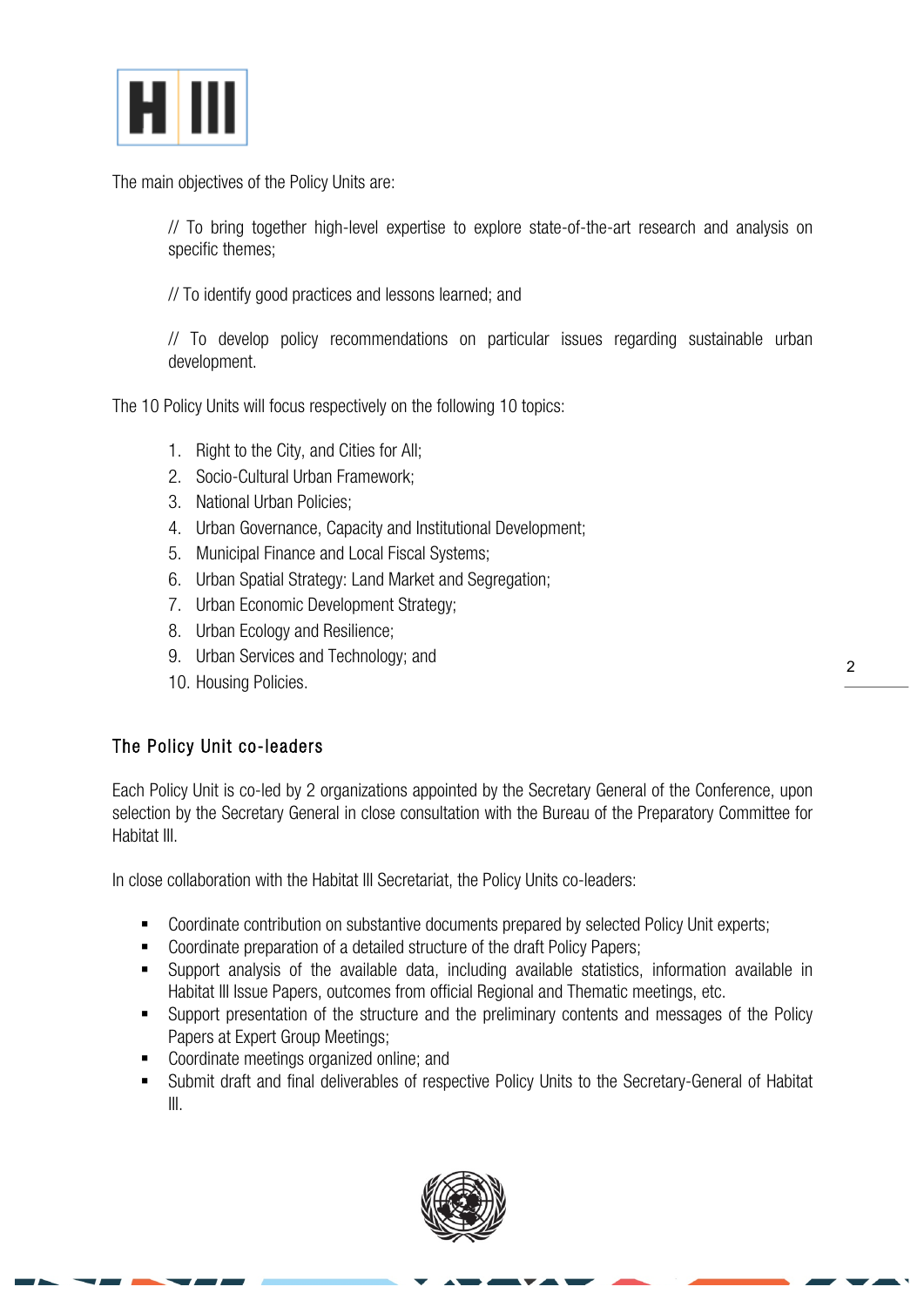The main objectives of the Policy Units are:

// To bring together high-level expertise to explore state-of-the-art research and analysis on specific themes;

// To identify good practices and lessons learned; and

// To develop policy recommendations on particular issues regarding sustainable urban development.

The 10 Policy Units will focus respectively on the following 10 topics:

1. Right to the City, and Cities for All;
2. Socio-Cultural Urban Framework;
3. National Urban Policies;
4. Urban Governance, Capacity and Institutional Development;
5. Municipal Finance and Local Fiscal Systems;
6. Urban Spatial Strategy: Land Market and Segregation;
7. Urban Economic Development Strategy;
8. Urban Ecology and Resilience;
9. Urban Services and Technology; and
10. Housing Policies.

## The Policy Unit co-leaders

Each Policy Unit is co-led by 2 organizations appointed by the Secretary General of the Conference, upon selection by the Secretary General in close consultation with the Bureau of the Preparatory Committee for Habitat III.

In close collaboration with the Habitat III Secretariat, the Policy Units co-leaders:

- Coordinate contribution on substantive documents prepared by selected Policy Unit experts;
- Coordinate preparation of a detailed structure of the draft Policy Papers;
- Support analysis of the available data, including available statistics, information available in Habitat III Issue Papers, outcomes from official Regional and Thematic meetings, etc.
- Support presentation of the structure and the preliminary contents and messages of the Policy Papers at Expert Group Meetings;
- Coordinate meetings organized online; and
- Submit draft and final deliverables of respective Policy Units to the Secretary-General of Habitat III.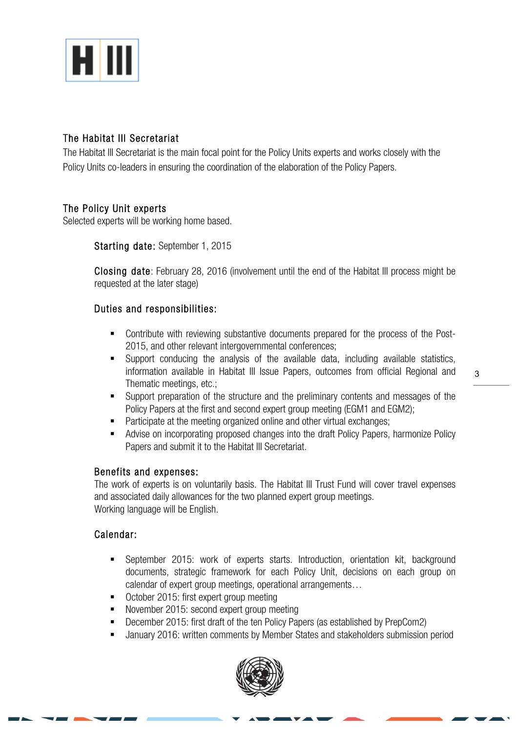## The Habitat III Secretariat

The Habitat III Secretariat is the main focal point for the Policy Units experts and works closely with the Policy Units co-leaders in ensuring the coordination of the elaboration of the Policy Papers.

## The Policy Unit experts

Selected experts will be working home based.

**Starting date:** September 1, 2015

**Closing date**: February 28, 2016 (involvement until the end of the Habitat III process might be requested at the later stage)

### Duties and responsibilities:

- Contribute with reviewing substantive documents prepared for the process of the Post-2015, and other relevant intergovernmental conferences;
- Support conducing the analysis of the available data, including available statistics, information available in Habitat III Issue Papers, outcomes from official Regional and Thematic meetings, etc.;
- Support preparation of the structure and the preliminary contents and messages of the Policy Papers at the first and second expert group meeting (EGM1 and EGM2);
- Participate at the meeting organized online and other virtual exchanges;
- Advise on incorporating proposed changes into the draft Policy Papers, harmonize Policy Papers and submit it to the Habitat III Secretariat.

### Benefits and expenses:

The work of experts is on voluntarily basis. The Habitat III Trust Fund will cover travel expenses and associated daily allowances for the two planned expert group meetings.
Working language will be English.

### Calendar:

- September 2015: work of experts starts. Introduction, orientation kit, background documents, strategic framework for each Policy Unit, decisions on each group on calendar of expert group meetings, operational arrangements…
- October 2015: first expert group meeting
- November 2015: second expert group meeting
- December 2015: first draft of the ten Policy Papers (as established by PrepCom2)
- January 2016: written comments by Member States and stakeholders submission period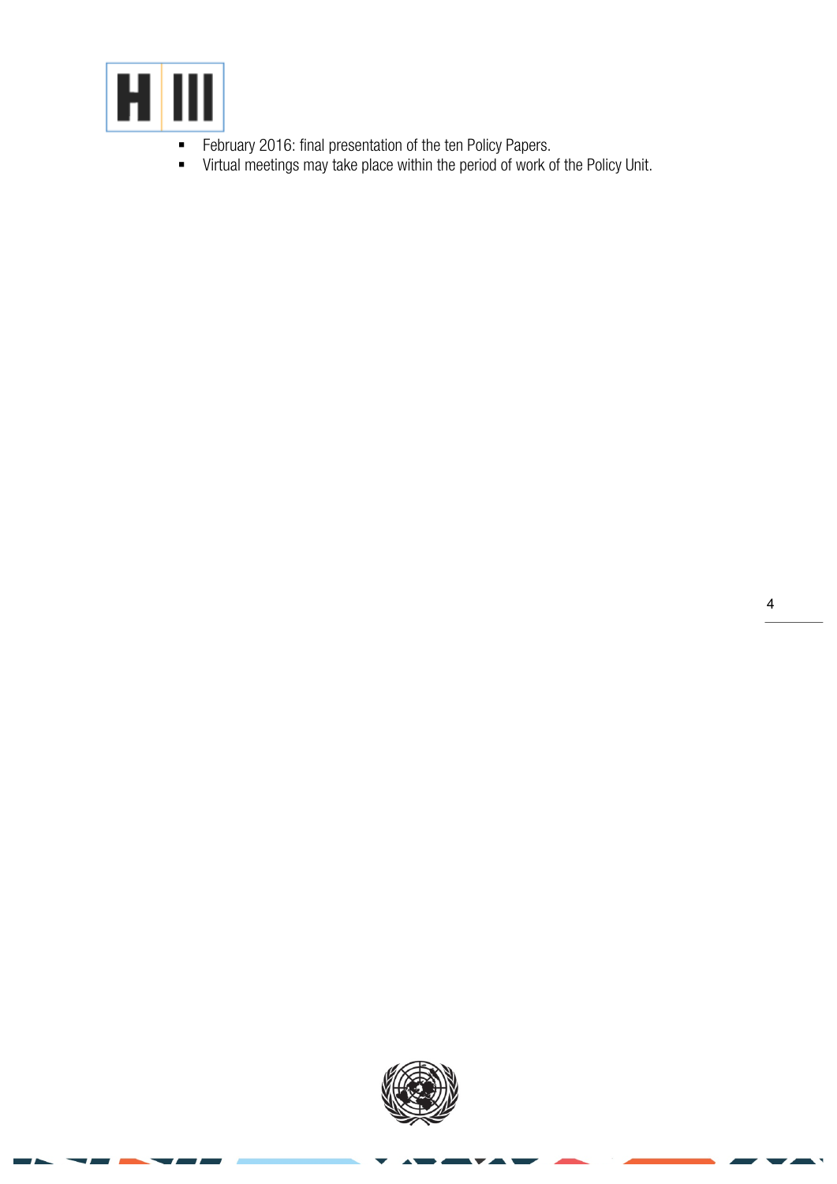- February 2016: final presentation of the ten Policy Papers.
- Virtual meetings may take place within the period of work of the Policy Unit.